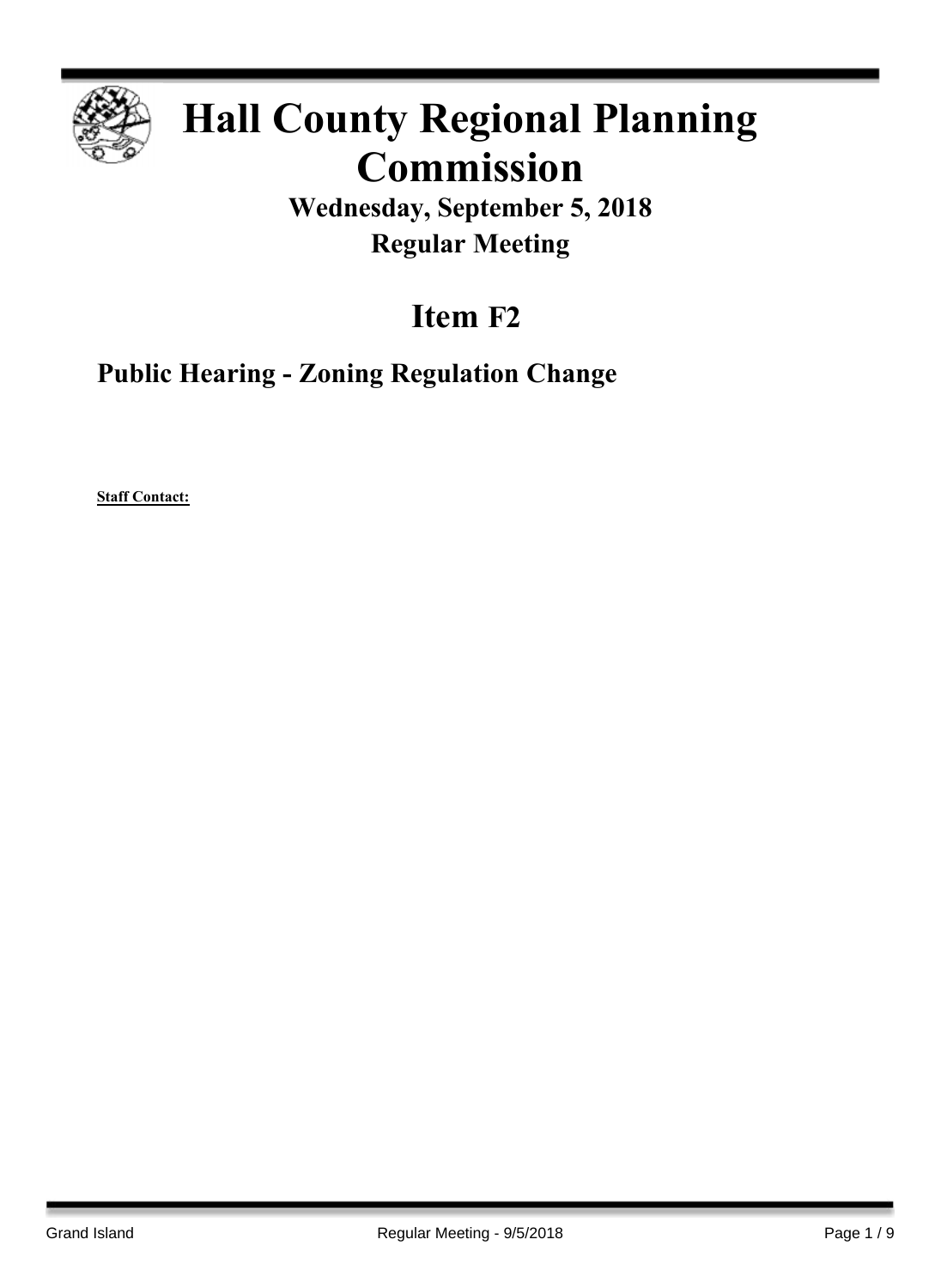# Hall County Regional Planning Commission

## Wednesday, September 5, 2018

## Regular Meeting

# Item F2

## Public Hearing - Zoning Regulation Change

**Staff Contact:**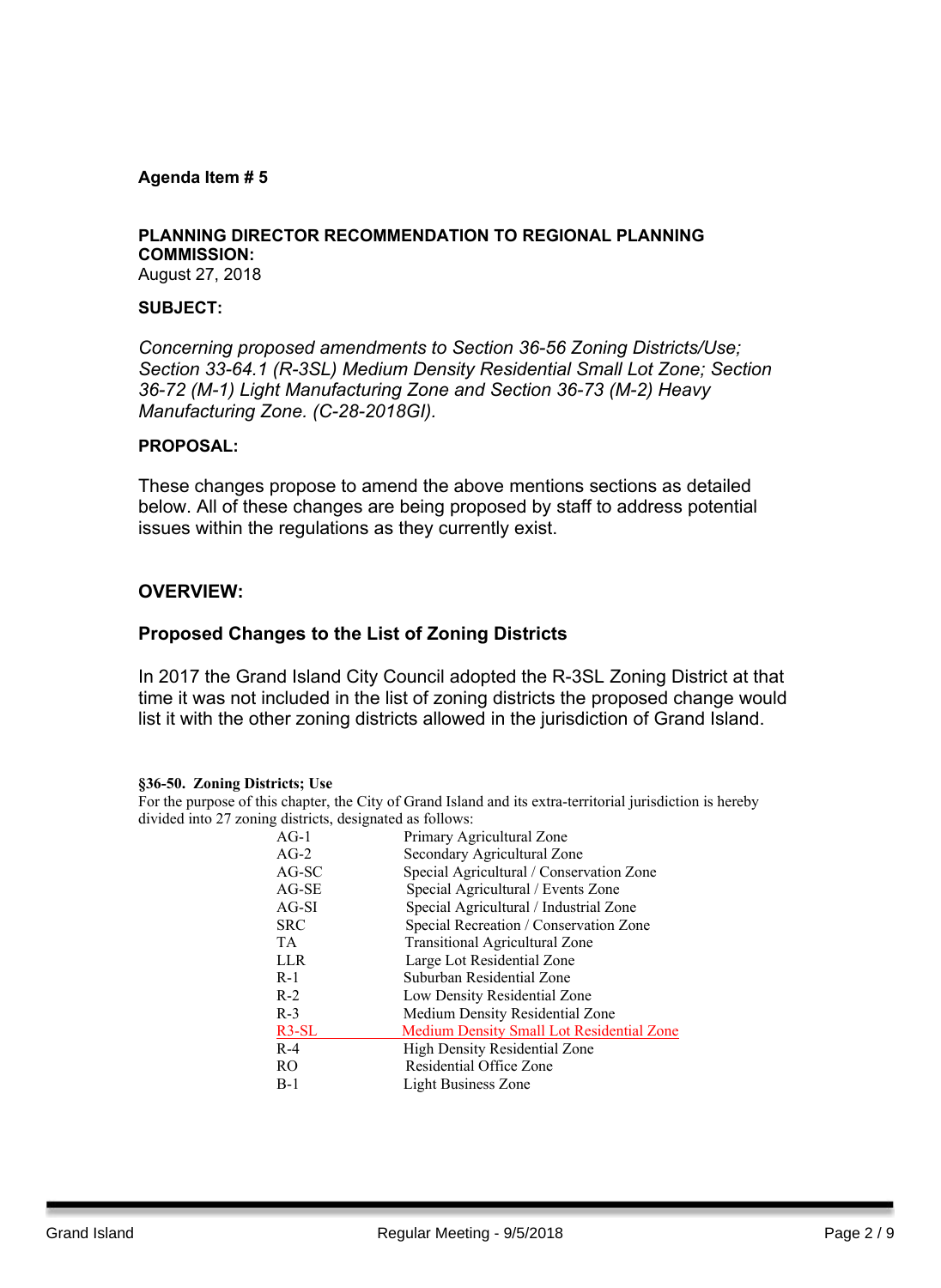**Agenda Item # 5**

**PLANNING DIRECTOR RECOMMENDATION TO REGIONAL PLANNING COMMISSION:**
August 27, 2018

**SUBJECT:**

*Concerning proposed amendments to Section 36-56 Zoning Districts/Use; Section 33-64.1 (R-3SL) Medium Density Residential Small Lot Zone; Section 36-72 (M-1) Light Manufacturing Zone and Section 36-73 (M-2) Heavy Manufacturing Zone. (C-28-2018GI).*

**PROPOSAL:**

These changes propose to amend the above mentions sections as detailed below. All of these changes are being proposed by staff to address potential issues within the regulations as they currently exist.

## OVERVIEW:

### Proposed Changes to the List of Zoning Districts

In 2017 the Grand Island City Council adopted the R-3SL Zoning District at that time it was not included in the list of zoning districts the proposed change would list it with the other zoning districts allowed in the jurisdiction of Grand Island.

**§36-50. Zoning Districts; Use**
For the purpose of this chapter, the City of Grand Island and its extra-territorial jurisdiction is hereby divided into 27 zoning districts, designated as follows:

| | |
|---|---|
| AG-1 | Primary Agricultural Zone |
| AG-2 | Secondary Agricultural Zone |
| AG-SC | Special Agricultural / Conservation Zone |
| AG-SE | Special Agricultural / Events Zone |
| AG-SI | Special Agricultural / Industrial Zone |
| SRC | Special Recreation / Conservation Zone |
| TA | Transitional Agricultural Zone |
| LLR | Large Lot Residential Zone |
| R-1 | Suburban Residential Zone |
| R-2 | Low Density Residential Zone |
| R-3 | Medium Density Residential Zone |
| R3-SL | Medium Density Small Lot Residential Zone |
| R-4 | High Density Residential Zone |
| RO | Residential Office Zone |
| B-1 | Light Business Zone |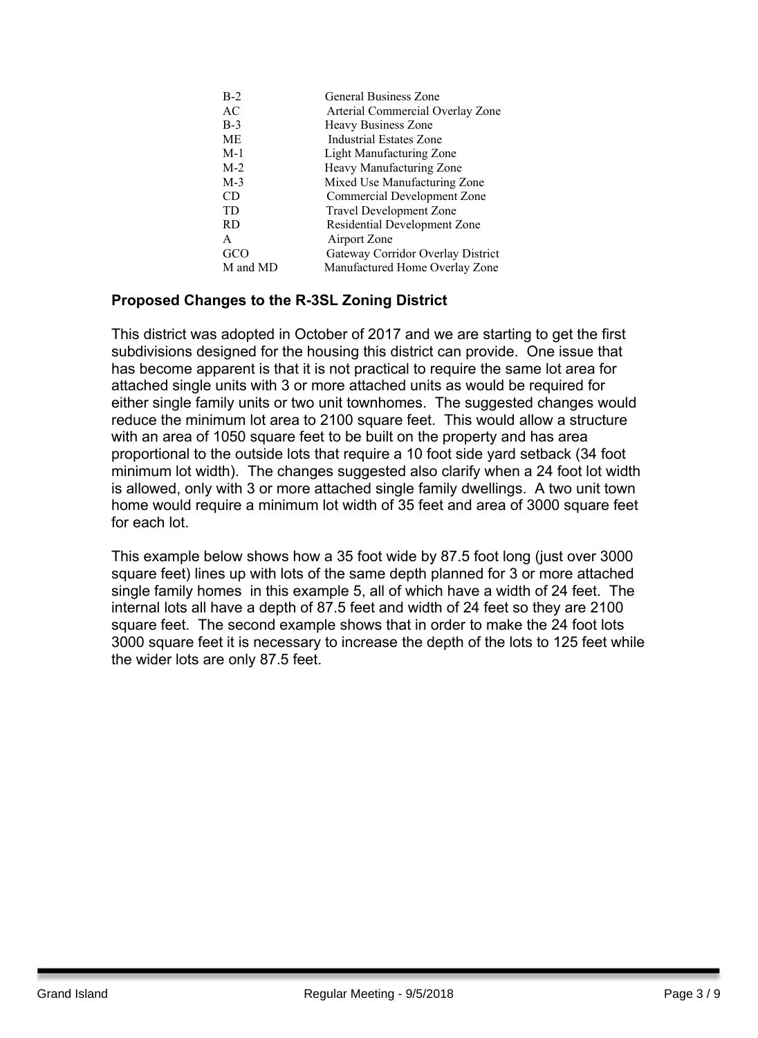| | |
|---|---|
| B-2 | General Business Zone |
| AC | Arterial Commercial Overlay Zone |
| B-3 | Heavy Business Zone |
| ME | Industrial Estates Zone |
| M-1 | Light Manufacturing Zone |
| M-2 | Heavy Manufacturing Zone |
| M-3 | Mixed Use Manufacturing Zone |
| CD | Commercial Development Zone |
| TD | Travel Development Zone |
| RD | Residential Development Zone |
| A | Airport Zone |
| GCO | Gateway Corridor Overlay District |
| M and MD | Manufactured Home Overlay Zone |

**Proposed Changes to the R-3SL Zoning District**

This district was adopted in October of 2017 and we are starting to get the first subdivisions designed for the housing this district can provide. One issue that has become apparent is that it is not practical to require the same lot area for attached single units with 3 or more attached units as would be required for either single family units or two unit townhomes. The suggested changes would reduce the minimum lot area to 2100 square feet. This would allow a structure with an area of 1050 square feet to be built on the property and has area proportional to the outside lots that require a 10 foot side yard setback (34 foot minimum lot width). The changes suggested also clarify when a 24 foot lot width is allowed, only with 3 or more attached single family dwellings. A two unit town home would require a minimum lot width of 35 feet and area of 3000 square feet for each lot.

This example below shows how a 35 foot wide by 87.5 foot long (just over 3000 square feet) lines up with lots of the same depth planned for 3 or more attached single family homes in this example 5, all of which have a width of 24 feet. The internal lots all have a depth of 87.5 feet and width of 24 feet so they are 2100 square feet. The second example shows that in order to make the 24 foot lots 3000 square feet it is necessary to increase the depth of the lots to 125 feet while the wider lots are only 87.5 feet.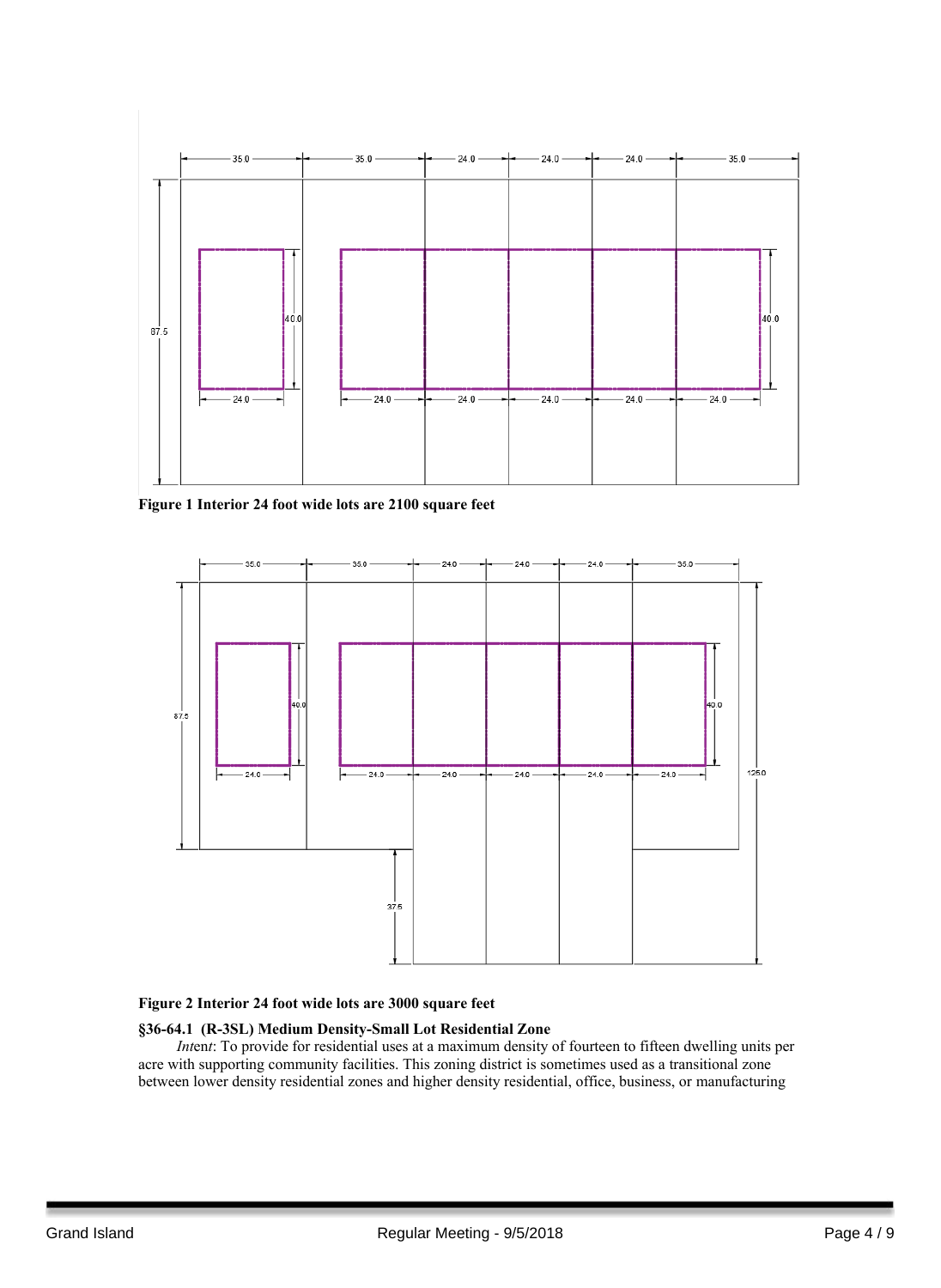**Figure 1 Interior 24 foot wide lots are 2100 square feet**

**Figure 2 Interior 24 foot wide lots are 3000 square feet**

**§36-64.1 (R-3SL) Medium Density-Small Lot Residential Zone**

*Intent*: To provide for residential uses at a maximum density of fourteen to fifteen dwelling units per acre with supporting community facilities. This zoning district is sometimes used as a transitional zone between lower density residential zones and higher density residential, office, business, or manufacturing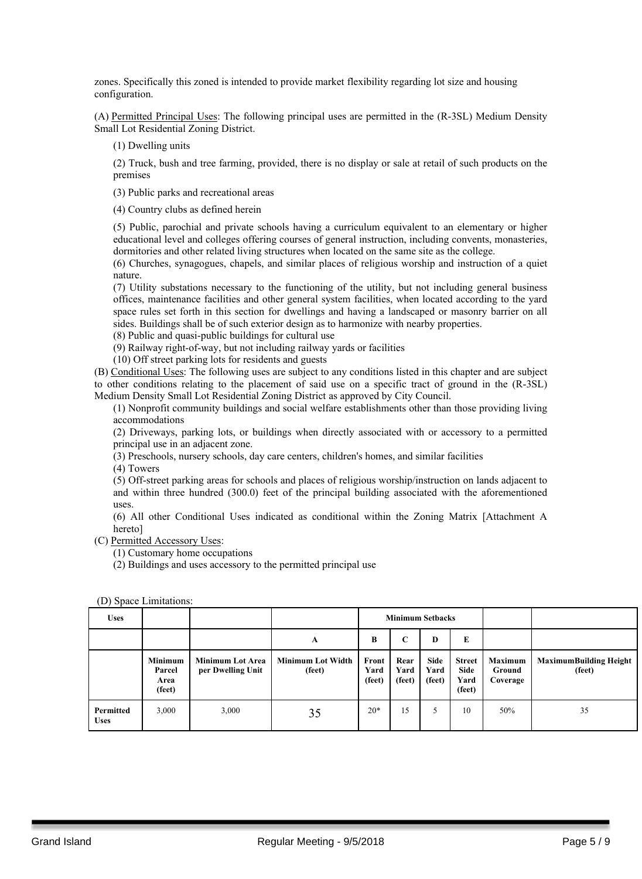zones. Specifically this zoned is intended to provide market flexibility regarding lot size and housing configuration.

(A) Permitted Principal Uses: The following principal uses are permitted in the (R-3SL) Medium Density Small Lot Residential Zoning District.

(1) Dwelling units

(2) Truck, bush and tree farming, provided, there is no display or sale at retail of such products on the premises

(3) Public parks and recreational areas

(4) Country clubs as defined herein

(5) Public, parochial and private schools having a curriculum equivalent to an elementary or higher educational level and colleges offering courses of general instruction, including convents, monasteries, dormitories and other related living structures when located on the same site as the college.

(6) Churches, synagogues, chapels, and similar places of religious worship and instruction of a quiet nature.

(7) Utility substations necessary to the functioning of the utility, but not including general business offices, maintenance facilities and other general system facilities, when located according to the yard space rules set forth in this section for dwellings and having a landscaped or masonry barrier on all sides. Buildings shall be of such exterior design as to harmonize with nearby properties.

(8) Public and quasi-public buildings for cultural use

(9) Railway right-of-way, but not including railway yards or facilities

(10) Off street parking lots for residents and guests

(B) Conditional Uses: The following uses are subject to any conditions listed in this chapter and are subject to other conditions relating to the placement of said use on a specific tract of ground in the (R-3SL) Medium Density Small Lot Residential Zoning District as approved by City Council.

(1) Nonprofit community buildings and social welfare establishments other than those providing living accommodations

(2) Driveways, parking lots, or buildings when directly associated with or accessory to a permitted principal use in an adjacent zone.

(3) Preschools, nursery schools, day care centers, children's homes, and similar facilities

(4) Towers

(5) Off-street parking areas for schools and places of religious worship/instruction on lands adjacent to and within three hundred (300.0) feet of the principal building associated with the aforementioned uses.

(6) All other Conditional Uses indicated as conditional within the Zoning Matrix [Attachment A hereto]

(C) Permitted Accessory Uses:

(1) Customary home occupations

(2) Buildings and uses accessory to the permitted principal use

(D) Space Limitations:

| Uses | | | | Minimum Setbacks | | | | | |
|---|---|---|---|---|---|---|---|---|---|
| | | | A | B | C | D | E | | |
| | **Minimum Parcel Area (feet)** | **Minimum Lot Area per Dwelling Unit** | **Minimum Lot Width (feet)** | **Front Yard (feet)** | **Rear Yard (feet)** | **Side Yard (feet)** | **Street Side Yard (feet)** | **Maximum Ground Coverage** | **MaximumBuilding Height (feet)** |
| **Permitted Uses** | 3,000 | 3,000 | 35 | 20* | 15 | 5 | 10 | 50% | 35 |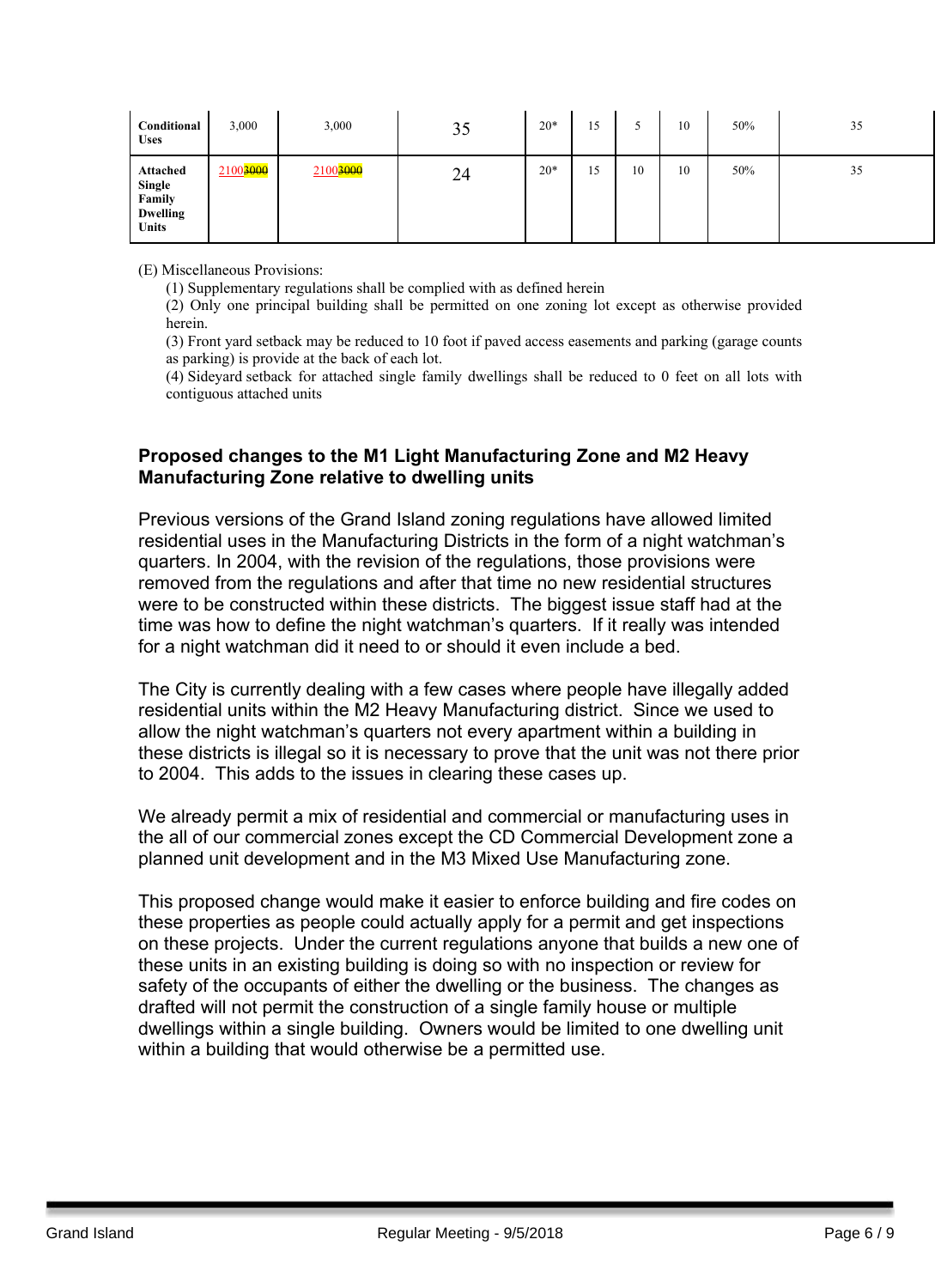| Conditional Uses | 3,000 | 3,000 | 35 | 20* | 15 | 5 | 10 | 50% | 35 |
|---|---|---|---|---|---|---|---|---|---|
| Attached Single Family Dwelling Units | 2100~~3000~~ | 2100~~3000~~ | 24 | 20* | 15 | 10 | 10 | 50% | 35 |

(E) Miscellaneous Provisions:

(1) Supplementary regulations shall be complied with as defined herein

(2) Only one principal building shall be permitted on one zoning lot except as otherwise provided herein.

(3) Front yard setback may be reduced to 10 foot if paved access easements and parking (garage counts as parking) is provide at the back of each lot.

(4) Sideyard setback for attached single family dwellings shall be reduced to 0 feet on all lots with contiguous attached units

**Proposed changes to the M1 Light Manufacturing Zone and M2 Heavy Manufacturing Zone relative to dwelling units**

Previous versions of the Grand Island zoning regulations have allowed limited residential uses in the Manufacturing Districts in the form of a night watchman's quarters. In 2004, with the revision of the regulations, those provisions were removed from the regulations and after that time no new residential structures were to be constructed within these districts. The biggest issue staff had at the time was how to define the night watchman's quarters. If it really was intended for a night watchman did it need to or should it even include a bed.

The City is currently dealing with a few cases where people have illegally added residential units within the M2 Heavy Manufacturing district. Since we used to allow the night watchman's quarters not every apartment within a building in these districts is illegal so it is necessary to prove that the unit was not there prior to 2004. This adds to the issues in clearing these cases up.

We already permit a mix of residential and commercial or manufacturing uses in the all of our commercial zones except the CD Commercial Development zone a planned unit development and in the M3 Mixed Use Manufacturing zone.

This proposed change would make it easier to enforce building and fire codes on these properties as people could actually apply for a permit and get inspections on these projects. Under the current regulations anyone that builds a new one of these units in an existing building is doing so with no inspection or review for safety of the occupants of either the dwelling or the business. The changes as drafted will not permit the construction of a single family house or multiple dwellings within a single building. Owners would be limited to one dwelling unit within a building that would otherwise be a permitted use.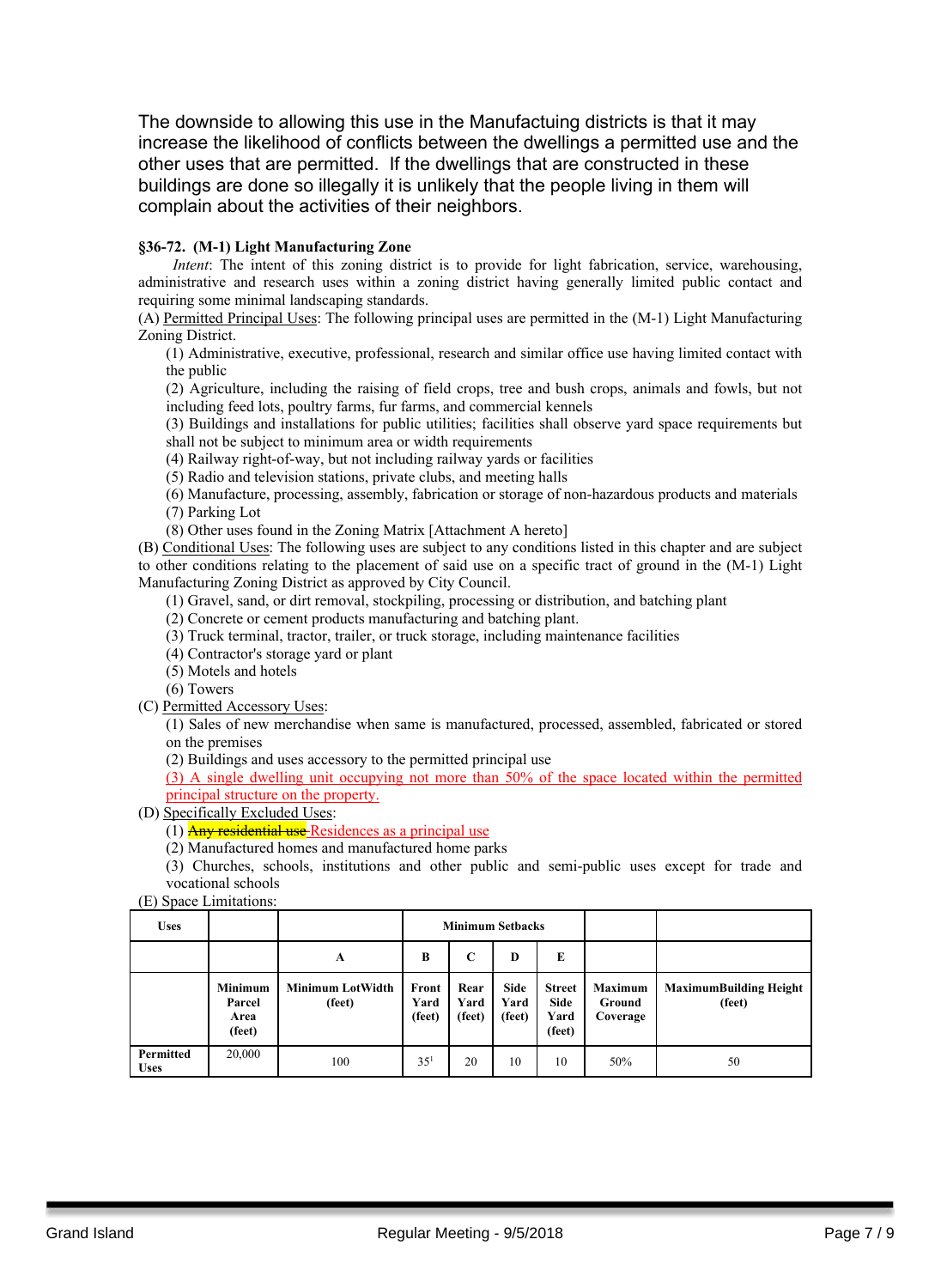The downside to allowing this use in the Manufactuing districts is that it may increase the likelihood of conflicts between the dwellings a permitted use and the other uses that are permitted. If the dwellings that are constructed in these buildings are done so illegally it is unlikely that the people living in them will complain about the activities of their neighbors.

### §36-72. (M-1) Light Manufacturing Zone

*Intent*: The intent of this zoning district is to provide for light fabrication, service, warehousing, administrative and research uses within a zoning district having generally limited public contact and requiring some minimal landscaping standards.

(A) Permitted Principal Uses: The following principal uses are permitted in the (M-1) Light Manufacturing Zoning District.

(1) Administrative, executive, professional, research and similar office use having limited contact with the public

(2) Agriculture, including the raising of field crops, tree and bush crops, animals and fowls, but not including feed lots, poultry farms, fur farms, and commercial kennels

(3) Buildings and installations for public utilities; facilities shall observe yard space requirements but shall not be subject to minimum area or width requirements

(4) Railway right-of-way, but not including railway yards or facilities

(5) Radio and television stations, private clubs, and meeting halls

(6) Manufacture, processing, assembly, fabrication or storage of non-hazardous products and materials

(7) Parking Lot

(8) Other uses found in the Zoning Matrix [Attachment A hereto]

(B) Conditional Uses: The following uses are subject to any conditions listed in this chapter and are subject to other conditions relating to the placement of said use on a specific tract of ground in the (M-1) Light Manufacturing Zoning District as approved by City Council.

(1) Gravel, sand, or dirt removal, stockpiling, processing or distribution, and batching plant

(2) Concrete or cement products manufacturing and batching plant.

(3) Truck terminal, tractor, trailer, or truck storage, including maintenance facilities

(4) Contractor's storage yard or plant

(5) Motels and hotels

(6) Towers

(C) Permitted Accessory Uses:

(1) Sales of new merchandise when same is manufactured, processed, assembled, fabricated or stored on the premises

(2) Buildings and uses accessory to the permitted principal use

(3) A single dwelling unit occupying not more than 50% of the space located within the permitted principal structure on the property.

(D) Specifically Excluded Uses:

(1) ~~Any residential use~~ Residences as a principal use

(2) Manufactured homes and manufactured home parks

(3) Churches, schools, institutions and other public and semi-public uses except for trade and vocational schools

(E) Space Limitations:

| Uses | | | Minimum Setbacks | | | | | |
|---|---|---|---|---|---|---|---|---|
| | | A | B | C | D | E | | |
| | Minimum Parcel Area (feet) | Minimum LotWidth (feet) | Front Yard (feet) | Rear Yard (feet) | Side Yard (feet) | Street Side Yard (feet) | Maximum Ground Coverage | MaximumBuilding Height (feet) |
| Permitted Uses | 20,000 | 100 | 35[1] | 20 | 10 | 10 | 50% | 50 |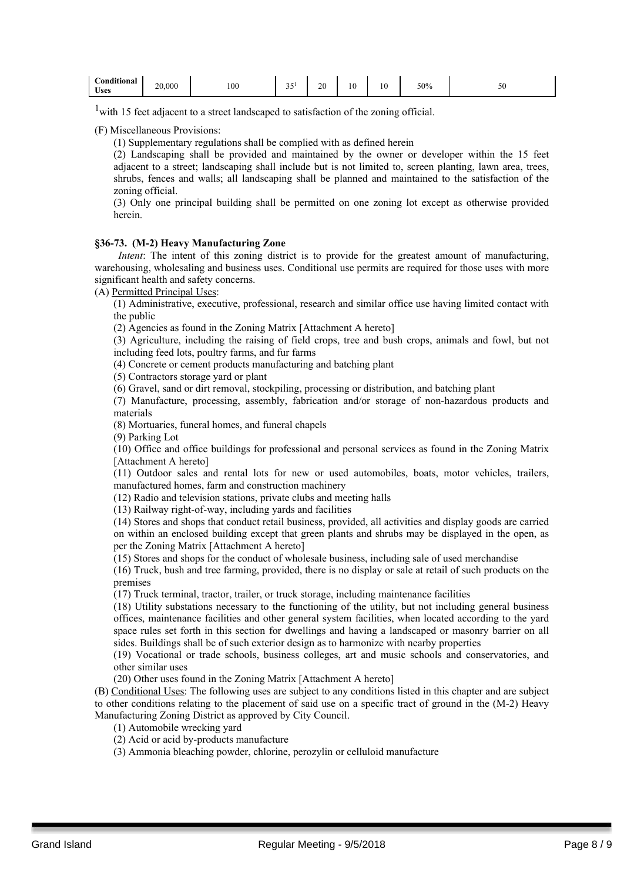| Conditional Uses | 20,000 | 100 | 35[1] | 20 | 10 | 10 | 50% | 50 |
|---|---|---|---|---|---|---|---|---|

[1]with 15 feet adjacent to a street landscaped to satisfaction of the zoning official.

(F) Miscellaneous Provisions:

(1) Supplementary regulations shall be complied with as defined herein

(2) Landscaping shall be provided and maintained by the owner or developer within the 15 feet adjacent to a street; landscaping shall include but is not limited to, screen planting, lawn area, trees, shrubs, fences and walls; all landscaping shall be planned and maintained to the satisfaction of the zoning official.

(3) Only one principal building shall be permitted on one zoning lot except as otherwise provided herein.

### §36-73. (M-2) Heavy Manufacturing Zone

*Intent*: The intent of this zoning district is to provide for the greatest amount of manufacturing, warehousing, wholesaling and business uses. Conditional use permits are required for those uses with more significant health and safety concerns.

(A) Permitted Principal Uses:

(1) Administrative, executive, professional, research and similar office use having limited contact with the public

(2) Agencies as found in the Zoning Matrix [Attachment A hereto]

(3) Agriculture, including the raising of field crops, tree and bush crops, animals and fowl, but not including feed lots, poultry farms, and fur farms

(4) Concrete or cement products manufacturing and batching plant

(5) Contractors storage yard or plant

(6) Gravel, sand or dirt removal, stockpiling, processing or distribution, and batching plant

(7) Manufacture, processing, assembly, fabrication and/or storage of non-hazardous products and materials

(8) Mortuaries, funeral homes, and funeral chapels

(9) Parking Lot

(10) Office and office buildings for professional and personal services as found in the Zoning Matrix [Attachment A hereto]

(11) Outdoor sales and rental lots for new or used automobiles, boats, motor vehicles, trailers, manufactured homes, farm and construction machinery

(12) Radio and television stations, private clubs and meeting halls

(13) Railway right-of-way, including yards and facilities

(14) Stores and shops that conduct retail business, provided, all activities and display goods are carried on within an enclosed building except that green plants and shrubs may be displayed in the open, as per the Zoning Matrix [Attachment A hereto]

(15) Stores and shops for the conduct of wholesale business, including sale of used merchandise

(16) Truck, bush and tree farming, provided, there is no display or sale at retail of such products on the premises

(17) Truck terminal, tractor, trailer, or truck storage, including maintenance facilities

(18) Utility substations necessary to the functioning of the utility, but not including general business offices, maintenance facilities and other general system facilities, when located according to the yard space rules set forth in this section for dwellings and having a landscaped or masonry barrier on all sides. Buildings shall be of such exterior design as to harmonize with nearby properties

(19) Vocational or trade schools, business colleges, art and music schools and conservatories, and other similar uses

(20) Other uses found in the Zoning Matrix [Attachment A hereto]

(B) Conditional Uses: The following uses are subject to any conditions listed in this chapter and are subject to other conditions relating to the placement of said use on a specific tract of ground in the (M-2) Heavy Manufacturing Zoning District as approved by City Council.

(1) Automobile wrecking yard

(2) Acid or acid by-products manufacture

(3) Ammonia bleaching powder, chlorine, perozylin or celluloid manufacture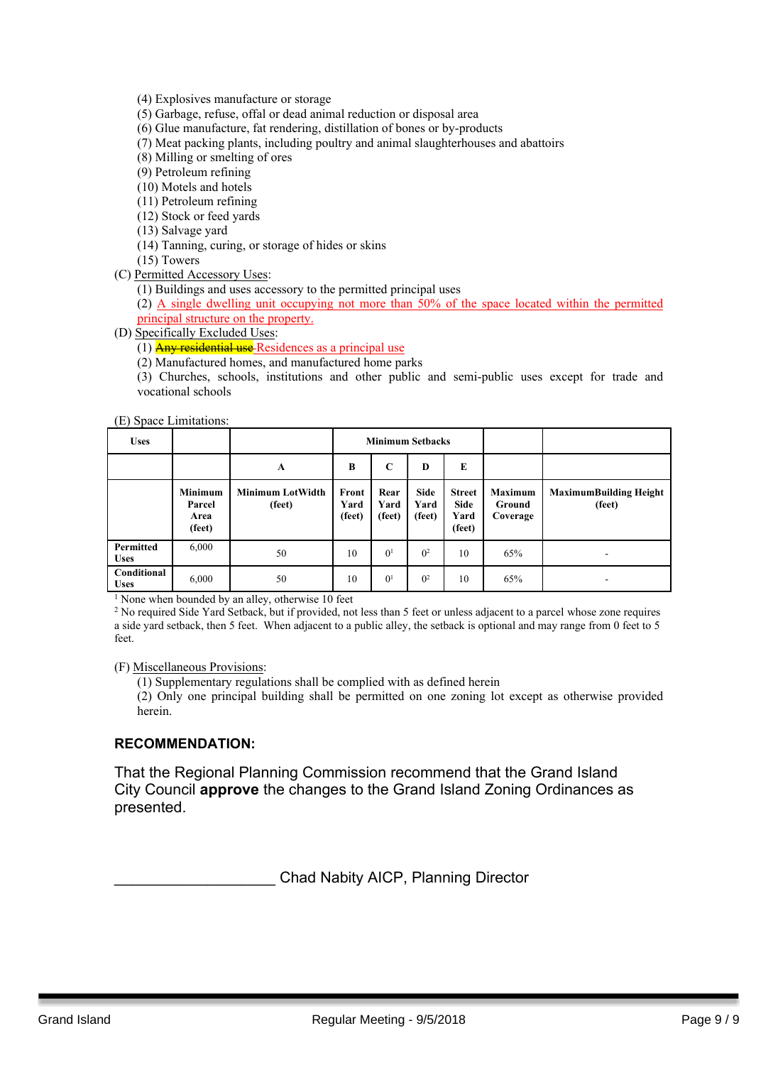(4) Explosives manufacture or storage
(5) Garbage, refuse, offal or dead animal reduction or disposal area
(6) Glue manufacture, fat rendering, distillation of bones or by-products
(7) Meat packing plants, including poultry and animal slaughterhouses and abattoirs
(8) Milling or smelting of ores
(9) Petroleum refining
(10) Motels and hotels
(11) Petroleum refining
(12) Stock or feed yards
(13) Salvage yard
(14) Tanning, curing, or storage of hides or skins
(15) Towers

(C) Permitted Accessory Uses:
(1) Buildings and uses accessory to the permitted principal uses
(2) A single dwelling unit occupying not more than 50% of the space located within the permitted principal structure on the property.

(D) Specifically Excluded Uses:
(1) ~~Any residential use~~ Residences as a principal use
(2) Manufactured homes, and manufactured home parks
(3) Churches, schools, institutions and other public and semi-public uses except for trade and vocational schools

(E) Space Limitations:

| Uses | | | Minimum Setbacks | | | | | |
|---|---|---|---|---|---|---|---|---|
| | | A | B | C | D | E | | |
| | Minimum Parcel Area (feet) | Minimum LotWidth (feet) | Front Yard (feet) | Rear Yard (feet) | Side Yard (feet) | Street Side Yard (feet) | Maximum Ground Coverage | MaximumBuilding Height (feet) |
| Permitted Uses | 6,000 | 50 | 10 | 0[1] | 0[2] | 10 | 65% | - |
| Conditional Uses | 6,000 | 50 | 10 | 0[1] | 0[2] | 10 | 65% | - |

[1] None when bounded by an alley, otherwise 10 feet
[2] No required Side Yard Setback, but if provided, not less than 5 feet or unless adjacent to a parcel whose zone requires a side yard setback, then 5 feet. When adjacent to a public alley, the setback is optional and may range from 0 feet to 5 feet.

(F) Miscellaneous Provisions:
(1) Supplementary regulations shall be complied with as defined herein
(2) Only one principal building shall be permitted on one zoning lot except as otherwise provided herein.

## RECOMMENDATION:

That the Regional Planning Commission recommend that the Grand Island City Council **approve** the changes to the Grand Island Zoning Ordinances as presented.

___________________ Chad Nabity AICP, Planning Director